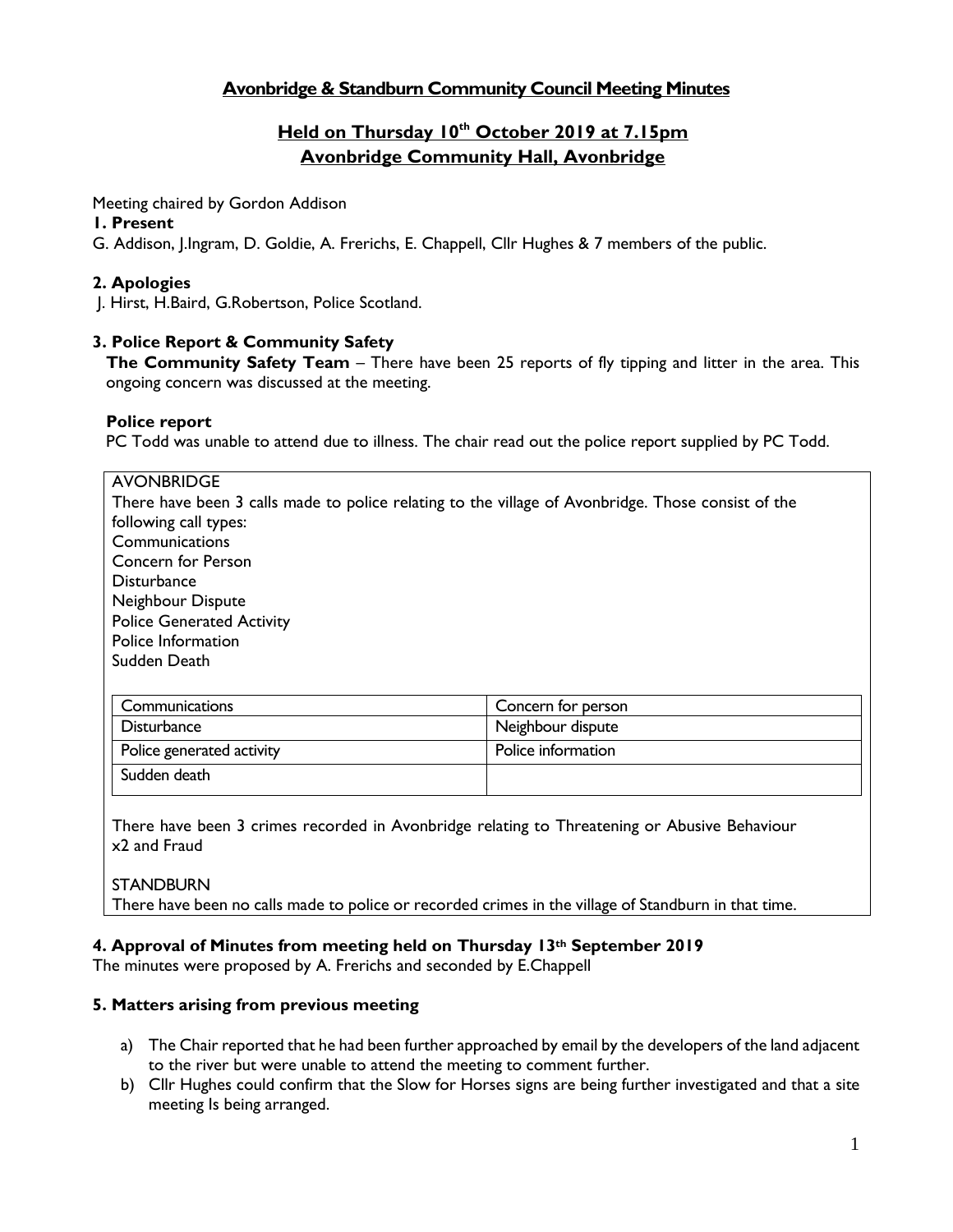# Avonbridge & Standburn Community Council Meeting Minutes

## Held on Thursday 10th October 2019 at 7.15pm
## Avonbridge Community Hall, Avonbridge

Meeting chaired by Gordon Addison

**1. Present**

G. Addison, J.Ingram, D. Goldie, A. Frerichs, E. Chappell, Cllr Hughes & 7 members of the public.

**2. Apologies**

J. Hirst, H.Baird, G.Robertson, Police Scotland.

**3. Police Report & Community Safety**

**The Community Safety Team** – There have been 25 reports of fly tipping and litter in the area. This ongoing concern was discussed at the meeting.

**Police report**

PC Todd was unable to attend due to illness. The chair read out the police report supplied by PC Todd.

AVONBRIDGE

There have been 3 calls made to police relating to the village of Avonbridge. Those consist of the following call types:

Communications
Concern for Person
Disturbance
Neighbour Dispute
Police Generated Activity
Police Information
Sudden Death

| Communications | Concern for person |
|---|---|
| Disturbance | Neighbour dispute |
| Police generated activity | Police information |
| Sudden death | |

There have been 3 crimes recorded in Avonbridge relating to Threatening or Abusive Behaviour x2 and Fraud

STANDBURN

There have been no calls made to police or recorded crimes in the village of Standburn in that time.

**4. Approval of Minutes from meeting held on Thursday 13th September 2019**

The minutes were proposed by A. Frerichs and seconded by E.Chappell

**5. Matters arising from previous meeting**

a) The Chair reported that he had been further approached by email by the developers of the land adjacent to the river but were unable to attend the meeting to comment further.
b) Cllr Hughes could confirm that the Slow for Horses signs are being further investigated and that a site meeting Is being arranged.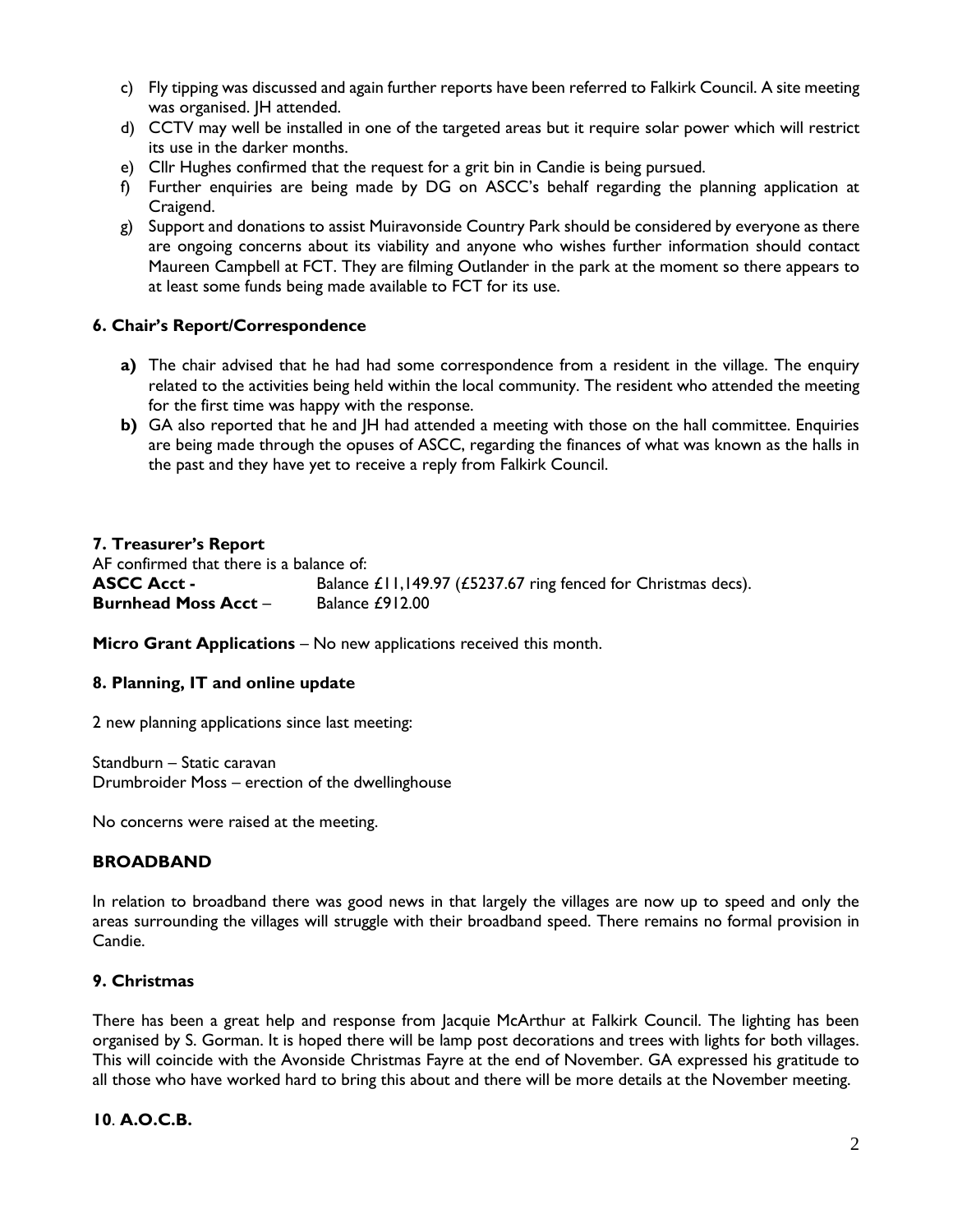c) Fly tipping was discussed and again further reports have been referred to Falkirk Council. A site meeting was organised. JH attended.
d) CCTV may well be installed in one of the targeted areas but it require solar power which will restrict its use in the darker months.
e) Cllr Hughes confirmed that the request for a grit bin in Candie is being pursued.
f) Further enquiries are being made by DG on ASCC's behalf regarding the planning application at Craigend.
g) Support and donations to assist Muiravonside Country Park should be considered by everyone as there are ongoing concerns about its viability and anyone who wishes further information should contact Maureen Campbell at FCT. They are filming Outlander in the park at the moment so there appears to at least some funds being made available to FCT for its use.

### 6. Chair's Report/Correspondence

**a)** The chair advised that he had had some correspondence from a resident in the village. The enquiry related to the activities being held within the local community. The resident who attended the meeting for the first time was happy with the response.

**b)** GA also reported that he and JH had attended a meeting with those on the hall committee. Enquiries are being made through the opuses of ASCC, regarding the finances of what was known as the halls in the past and they have yet to receive a reply from Falkirk Council.

### 7. Treasurer's Report

AF confirmed that there is a balance of:

**ASCC Acct -** Balance £11,149.97 (£5237.67 ring fenced for Christmas decs).
**Burnhead Moss Acct** – Balance £912.00

**Micro Grant Applications** – No new applications received this month.

### 8. Planning, IT and online update

2 new planning applications since last meeting:

Standburn – Static caravan
Drumbroider Moss – erection of the dwellinghouse

No concerns were raised at the meeting.

### BROADBAND

In relation to broadband there was good news in that largely the villages are now up to speed and only the areas surrounding the villages will struggle with their broadband speed. There remains no formal provision in Candie.

### 9. Christmas

There has been a great help and response from Jacquie McArthur at Falkirk Council. The lighting has been organised by S. Gorman. It is hoped there will be lamp post decorations and trees with lights for both villages. This will coincide with the Avonside Christmas Fayre at the end of November. GA expressed his gratitude to all those who have worked hard to bring this about and there will be more details at the November meeting.

### 10. A.O.C.B.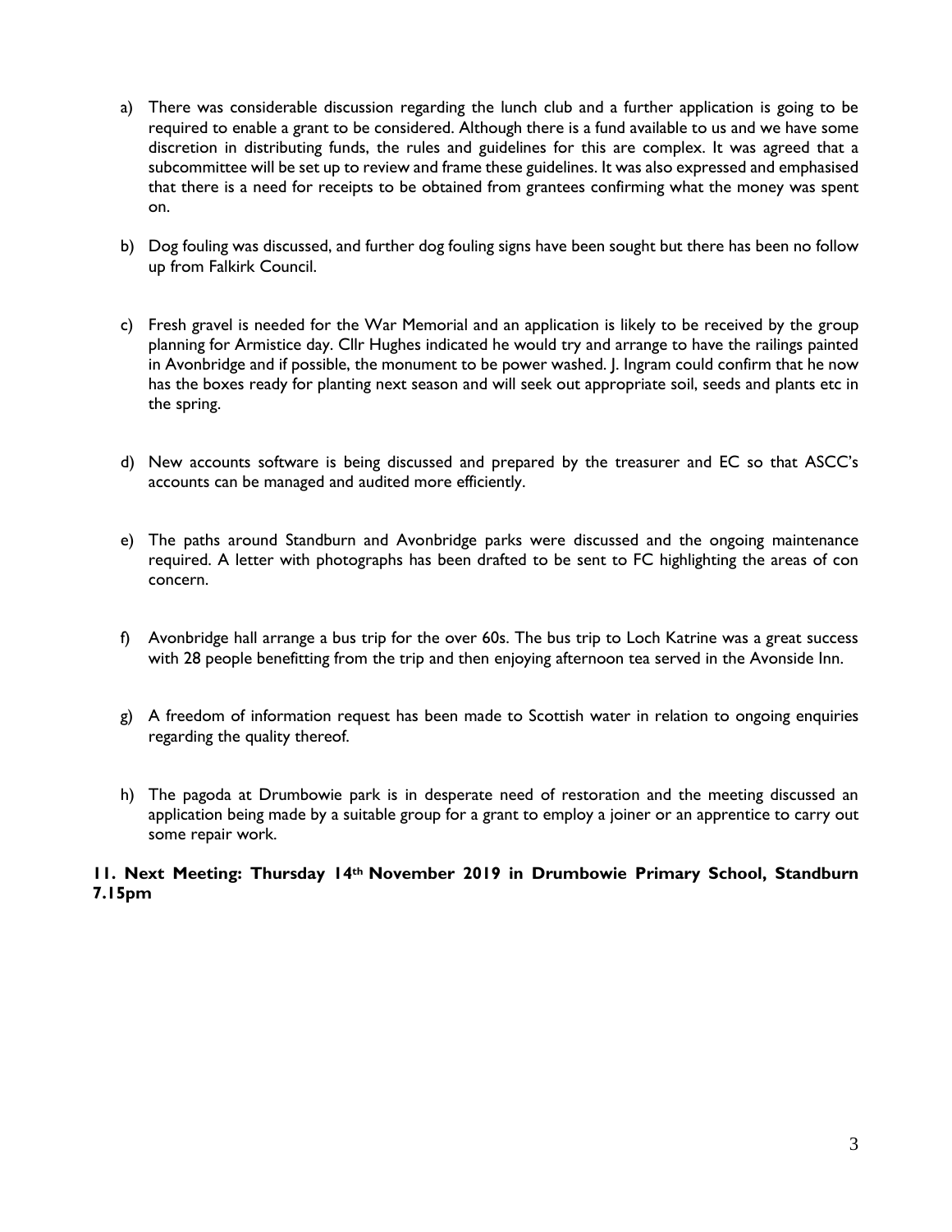a) There was considerable discussion regarding the lunch club and a further application is going to be required to enable a grant to be considered. Although there is a fund available to us and we have some discretion in distributing funds, the rules and guidelines for this are complex. It was agreed that a subcommittee will be set up to review and frame these guidelines. It was also expressed and emphasised that there is a need for receipts to be obtained from grantees confirming what the money was spent on.

b) Dog fouling was discussed, and further dog fouling signs have been sought but there has been no follow up from Falkirk Council.

c) Fresh gravel is needed for the War Memorial and an application is likely to be received by the group planning for Armistice day. Cllr Hughes indicated he would try and arrange to have the railings painted in Avonbridge and if possible, the monument to be power washed. J. Ingram could confirm that he now has the boxes ready for planting next season and will seek out appropriate soil, seeds and plants etc in the spring.

d) New accounts software is being discussed and prepared by the treasurer and EC so that ASCC's accounts can be managed and audited more efficiently.

e) The paths around Standburn and Avonbridge parks were discussed and the ongoing maintenance required. A letter with photographs has been drafted to be sent to FC highlighting the areas of con concern.

f) Avonbridge hall arrange a bus trip for the over 60s. The bus trip to Loch Katrine was a great success with 28 people benefitting from the trip and then enjoying afternoon tea served in the Avonside Inn.

g) A freedom of information request has been made to Scottish water in relation to ongoing enquiries regarding the quality thereof.

h) The pagoda at Drumbowie park is in desperate need of restoration and the meeting discussed an application being made by a suitable group for a grant to employ a joiner or an apprentice to carry out some repair work.

**11. Next Meeting: Thursday 14th November 2019 in Drumbowie Primary School, Standburn 7.15pm**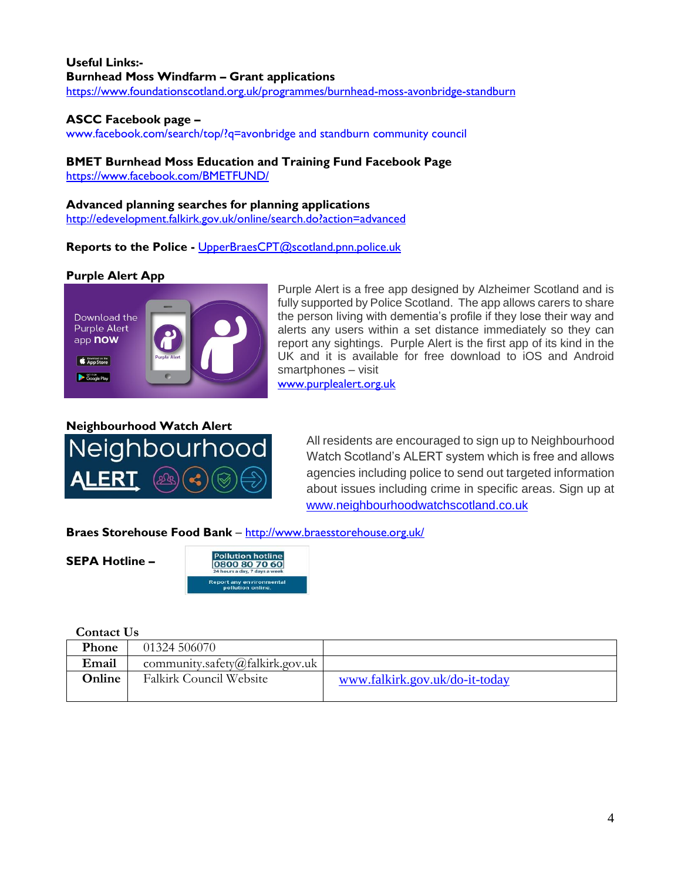**Useful Links:-**

**Burnhead Moss Windfarm – Grant applications**
https://www.foundationscotland.org.uk/programmes/burnhead-moss-avonbridge-standburn

**ASCC Facebook page –**
www.facebook.com/search/top/?q=avonbridge and standburn community council

**BMET Burnhead Moss Education and Training Fund Facebook Page**
https://www.facebook.com/BMETFUND/

**Advanced planning searches for planning applications**
http://edevelopment.falkirk.gov.uk/online/search.do?action=advanced

**Reports to the Police -** UpperBraesCPT@scotland.pnn.police.uk

**Purple Alert App**

Download the Purple Alert app now

Purple Alert is a free app designed by Alzheimer Scotland and is fully supported by Police Scotland. The app allows carers to share the person living with dementia's profile if they lose their way and alerts any users within a set distance immediately so they can report any sightings. Purple Alert is the first app of its kind in the UK and it is available for free download to iOS and Android smartphones – visit
www.purplealert.org.uk

**Neighbourhood Watch Alert**

Neighbourhood ALERT

All residents are encouraged to sign up to Neighbourhood Watch Scotland's ALERT system which is free and allows agencies including police to send out targeted information about issues including crime in specific areas. Sign up at www.neighbourhoodwatchscotland.co.uk

**Braes Storehouse Food Bank** – http://www.braesstorehouse.org.uk/

**SEPA Hotline –** Pollution hotline 0800 80 70 60 24 hours a day, 7 days a week. Report any environmental pollution online.

Contact Us

| | | |
|---|---|---|
| **Phone** | 01324 506070 | |
| **Email** | community.safety@falkirk.gov.uk | |
| **Online** | Falkirk Council Website | www.falkirk.gov.uk/do-it-today |